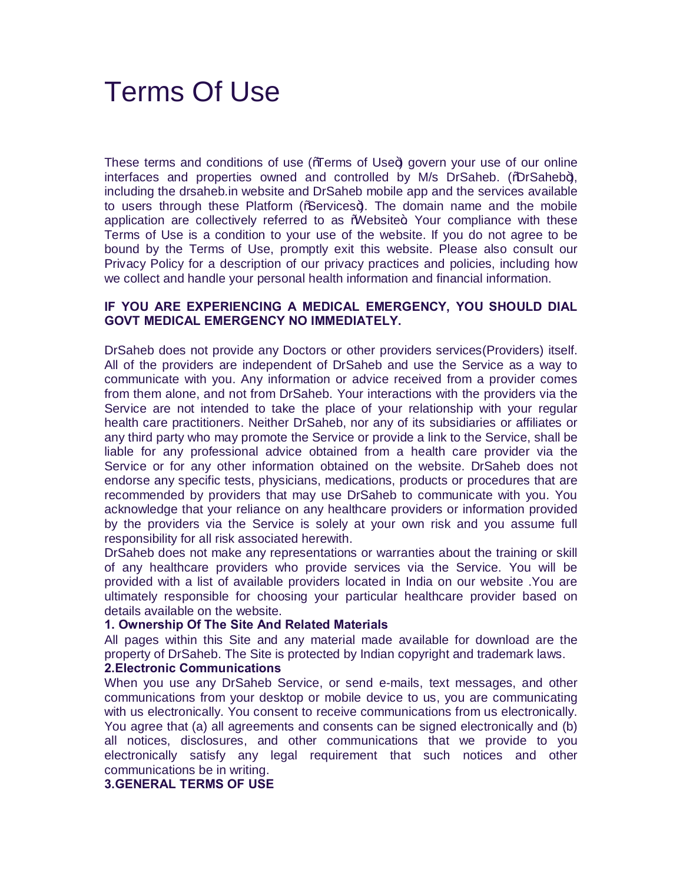# Terms Of Use

These terms and conditions of use (ŏTerms of Useŏ) govern your use of our online interfaces and properties owned and controlled by M/s DrSaheb. (ŏDrSahebŏ), including the drsaheb.in website and DrSaheb mobile app and the services available to users through these Platform (ŏServicesŏ). The domain name and the mobile application are collectively referred to as ŏWebsiteŏ. Your compliance with these Terms of Use is a condition to your use of the website. If you do not agree to be bound by the Terms of Use, promptly exit this website. Please also consult our Privacy Policy for a description of our privacy practices and policies, including how we collect and handle your personal health information and financial information.

**IF YOU ARE EXPERIENCING A MEDICAL EMERGENCY, YOU SHOULD DIAL GOVT MEDICAL EMERGENCY NO IMMEDIATELY.**

DrSaheb does not provide any Doctors or other providers services(Providers) itself. All of the providers are independent of DrSaheb and use the Service as a way to communicate with you. Any information or advice received from a provider comes from them alone, and not from DrSaheb. Your interactions with the providers via the Service are not intended to take the place of your relationship with your regular health care practitioners. Neither DrSaheb, nor any of its subsidiaries or affiliates or any third party who may promote the Service or provide a link to the Service, shall be liable for any professional advice obtained from a health care provider via the Service or for any other information obtained on the website. DrSaheb does not endorse any specific tests, physicians, medications, products or procedures that are recommended by providers that may use DrSaheb to communicate with you. You acknowledge that your reliance on any healthcare providers or information provided by the providers via the Service is solely at your own risk and you assume full responsibility for all risk associated herewith.

DrSaheb does not make any representations or warranties about the training or skill of any healthcare providers who provide services via the Service. You will be provided with a list of available providers located in India on our website .You are ultimately responsible for choosing your particular healthcare provider based on details available on the website.

**1. Ownership Of The Site And Related Materials**

All pages within this Site and any material made available for download are the property of DrSaheb. The Site is protected by Indian copyright and trademark laws.

**2.Electronic Communications**

When you use any DrSaheb Service, or send e-mails, text messages, and other communications from your desktop or mobile device to us, you are communicating with us electronically. You consent to receive communications from us electronically. You agree that (a) all agreements and consents can be signed electronically and (b) all notices, disclosures, and other communications that we provide to you electronically satisfy any legal requirement that such notices and other communications be in writing.

**3.GENERAL TERMS OF USE**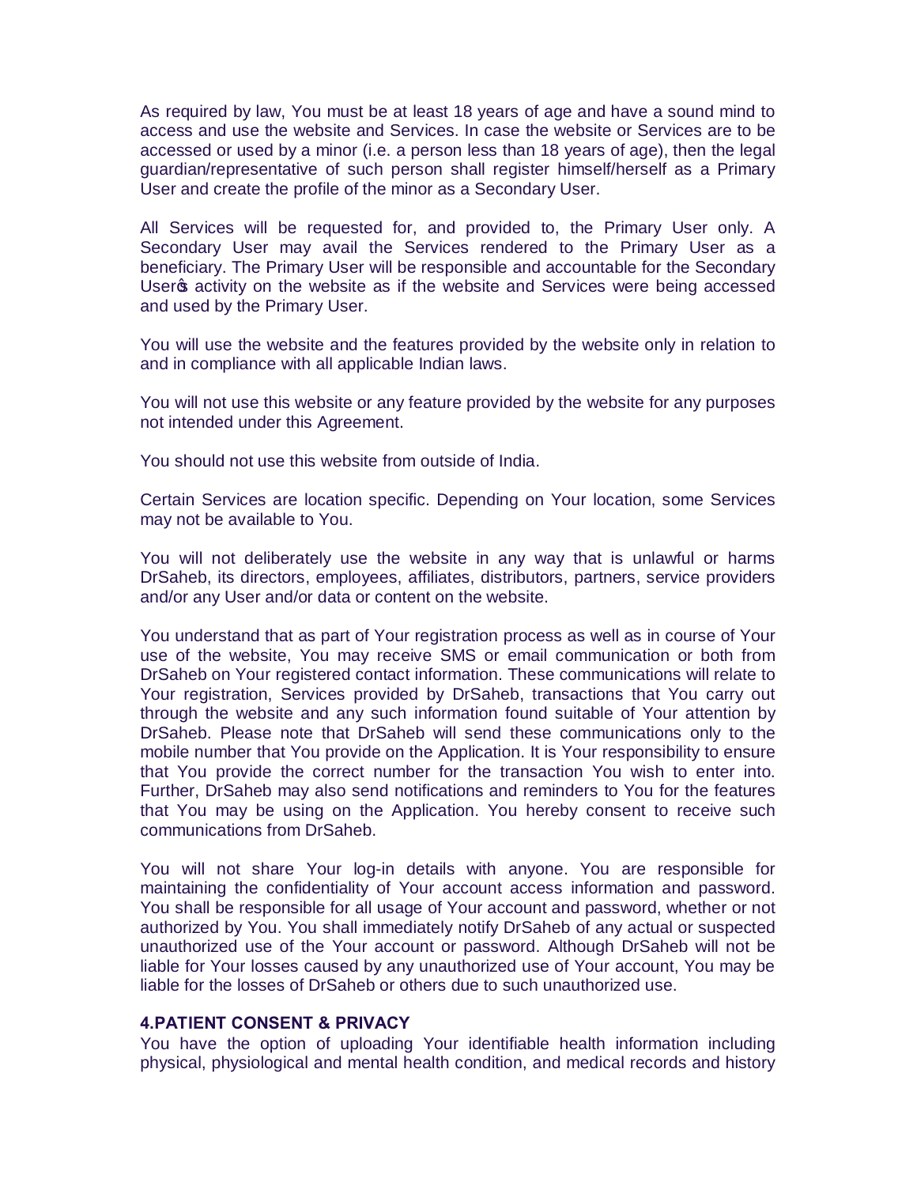As required by law, You must be at least 18 years of age and have a sound mind to access and use the website and Services. In case the website or Services are to be accessed or used by a minor (i.e. a person less than 18 years of age), then the legal guardian/representative of such person shall register himself/herself as a Primary User and create the profile of the minor as a Secondary User.

All Services will be requested for, and provided to, the Primary User only. A Secondary User may avail the Services rendered to the Primary User as a beneficiary. The Primary User will be responsible and accountable for the Secondary User's activity on the website as if the website and Services were being accessed and used by the Primary User.

You will use the website and the features provided by the website only in relation to and in compliance with all applicable Indian laws.

You will not use this website or any feature provided by the website for any purposes not intended under this Agreement.

You should not use this website from outside of India.

Certain Services are location specific. Depending on Your location, some Services may not be available to You.

You will not deliberately use the website in any way that is unlawful or harms DrSaheb, its directors, employees, affiliates, distributors, partners, service providers and/or any User and/or data or content on the website.

You understand that as part of Your registration process as well as in course of Your use of the website, You may receive SMS or email communication or both from DrSaheb on Your registered contact information. These communications will relate to Your registration, Services provided by DrSaheb, transactions that You carry out through the website and any such information found suitable of Your attention by DrSaheb. Please note that DrSaheb will send these communications only to the mobile number that You provide on the Application. It is Your responsibility to ensure that You provide the correct number for the transaction You wish to enter into. Further, DrSaheb may also send notifications and reminders to You for the features that You may be using on the Application. You hereby consent to receive such communications from DrSaheb.

You will not share Your log-in details with anyone. You are responsible for maintaining the confidentiality of Your account access information and password. You shall be responsible for all usage of Your account and password, whether or not authorized by You. You shall immediately notify DrSaheb of any actual or suspected unauthorized use of the Your account or password. Although DrSaheb will not be liable for Your losses caused by any unauthorized use of Your account, You may be liable for the losses of DrSaheb or others due to such unauthorized use.

### 4.PATIENT CONSENT & PRIVACY

You have the option of uploading Your identifiable health information including physical, physiological and mental health condition, and medical records and history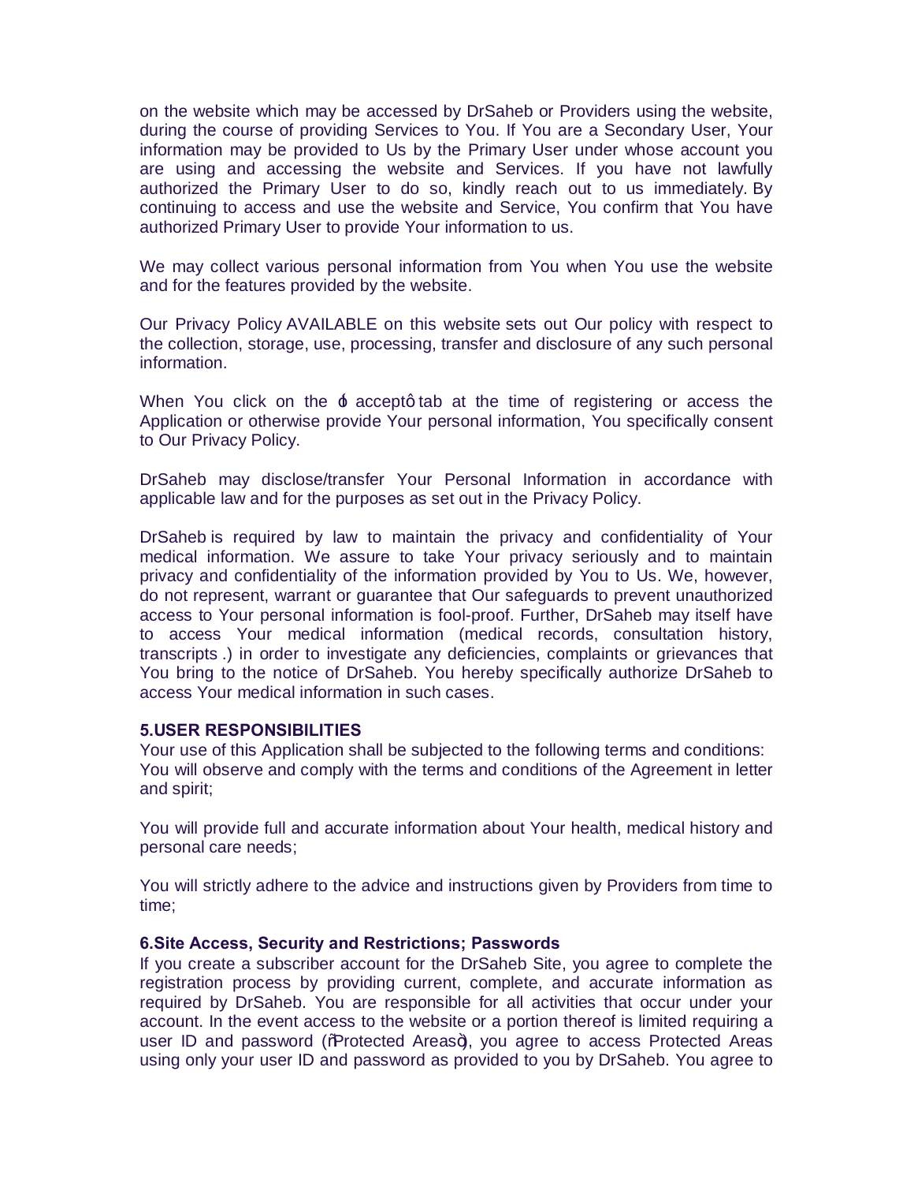on the website which may be accessed by DrSaheb or Providers using the website, during the course of providing Services to You. If You are a Secondary User, Your information may be provided to Us by the Primary User under whose account you are using and accessing the website and Services. If you have not lawfully authorized the Primary User to do so, kindly reach out to us immediately. By continuing to access and use the website and Service, You confirm that You have authorized Primary User to provide Your information to us.

We may collect various personal information from You when You use the website and for the features provided by the website.

Our Privacy Policy AVAILABLE on this website sets out Our policy with respect to the collection, storage, use, processing, transfer and disclosure of any such personal information.

When You click on the 'accept' tab at the time of registering or access the Application or otherwise provide Your personal information, You specifically consent to Our Privacy Policy.

DrSaheb may disclose/transfer Your Personal Information in accordance with applicable law and for the purposes as set out in the Privacy Policy.

DrSaheb is required by law to maintain the privacy and confidentiality of Your medical information. We assure to take Your privacy seriously and to maintain privacy and confidentiality of the information provided by You to Us. We, however, do not represent, warrant or guarantee that Our safeguards to prevent unauthorized access to Your personal information is fool-proof. Further, DrSaheb may itself have to access Your medical information (medical records, consultation history, transcripts .) in order to investigate any deficiencies, complaints or grievances that You bring to the notice of DrSaheb. You hereby specifically authorize DrSaheb to access Your medical information in such cases.

**5.USER RESPONSIBILITIES**

Your use of this Application shall be subjected to the following terms and conditions:
You will observe and comply with the terms and conditions of the Agreement in letter and spirit;

You will provide full and accurate information about Your health, medical history and personal care needs;

You will strictly adhere to the advice and instructions given by Providers from time to time;

**6.Site Access, Security and Restrictions; Passwords**

If you create a subscriber account for the DrSaheb Site, you agree to complete the registration process by providing current, complete, and accurate information as required by DrSaheb. You are responsible for all activities that occur under your account. In the event access to the website or a portion thereof is limited requiring a user ID and password ("Protected Areas"), you agree to access Protected Areas using only your user ID and password as provided to you by DrSaheb. You agree to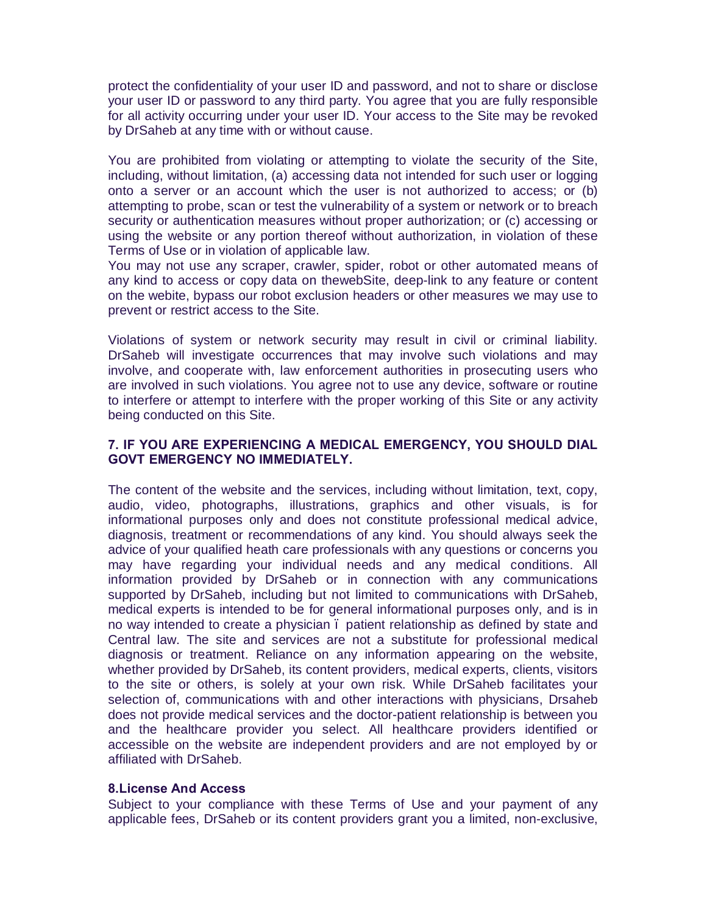protect the confidentiality of your user ID and password, and not to share or disclose your user ID or password to any third party. You agree that you are fully responsible for all activity occurring under your user ID. Your access to the Site may be revoked by DrSaheb at any time with or without cause.

You are prohibited from violating or attempting to violate the security of the Site, including, without limitation, (a) accessing data not intended for such user or logging onto a server or an account which the user is not authorized to access; or (b) attempting to probe, scan or test the vulnerability of a system or network or to breach security or authentication measures without proper authorization; or (c) accessing or using the website or any portion thereof without authorization, in violation of these Terms of Use or in violation of applicable law.
You may not use any scraper, crawler, spider, robot or other automated means of any kind to access or copy data on thewebSite, deep-link to any feature or content on the webite, bypass our robot exclusion headers or other measures we may use to prevent or restrict access to the Site.

Violations of system or network security may result in civil or criminal liability. DrSaheb will investigate occurrences that may involve such violations and may involve, and cooperate with, law enforcement authorities in prosecuting users who are involved in such violations. You agree not to use any device, software or routine to interfere or attempt to interfere with the proper working of this Site or any activity being conducted on this Site.

**7. IF YOU ARE EXPERIENCING A MEDICAL EMERGENCY, YOU SHOULD DIAL GOVT EMERGENCY NO IMMEDIATELY.**

The content of the website and the services, including without limitation, text, copy, audio, video, photographs, illustrations, graphics and other visuals, is for informational purposes only and does not constitute professional medical advice, diagnosis, treatment or recommendations of any kind. You should always seek the advice of your qualified heath care professionals with any questions or concerns you may have regarding your individual needs and any medical conditions. All information provided by DrSaheb or in connection with any communications supported by DrSaheb, including but not limited to communications with DrSaheb, medical experts is intended to be for general informational purposes only, and is in no way intended to create a physician ï patient relationship as defined by state and Central law. The site and services are not a substitute for professional medical diagnosis or treatment. Reliance on any information appearing on the website, whether provided by DrSaheb, its content providers, medical experts, clients, visitors to the site or others, is solely at your own risk. While DrSaheb facilitates your selection of, communications with and other interactions with physicians, Drsaheb does not provide medical services and the doctor-patient relationship is between you and the healthcare provider you select. All healthcare providers identified or accessible on the website are independent providers and are not employed by or affiliated with DrSaheb.

**8.License And Access**

Subject to your compliance with these Terms of Use and your payment of any applicable fees, DrSaheb or its content providers grant you a limited, non-exclusive,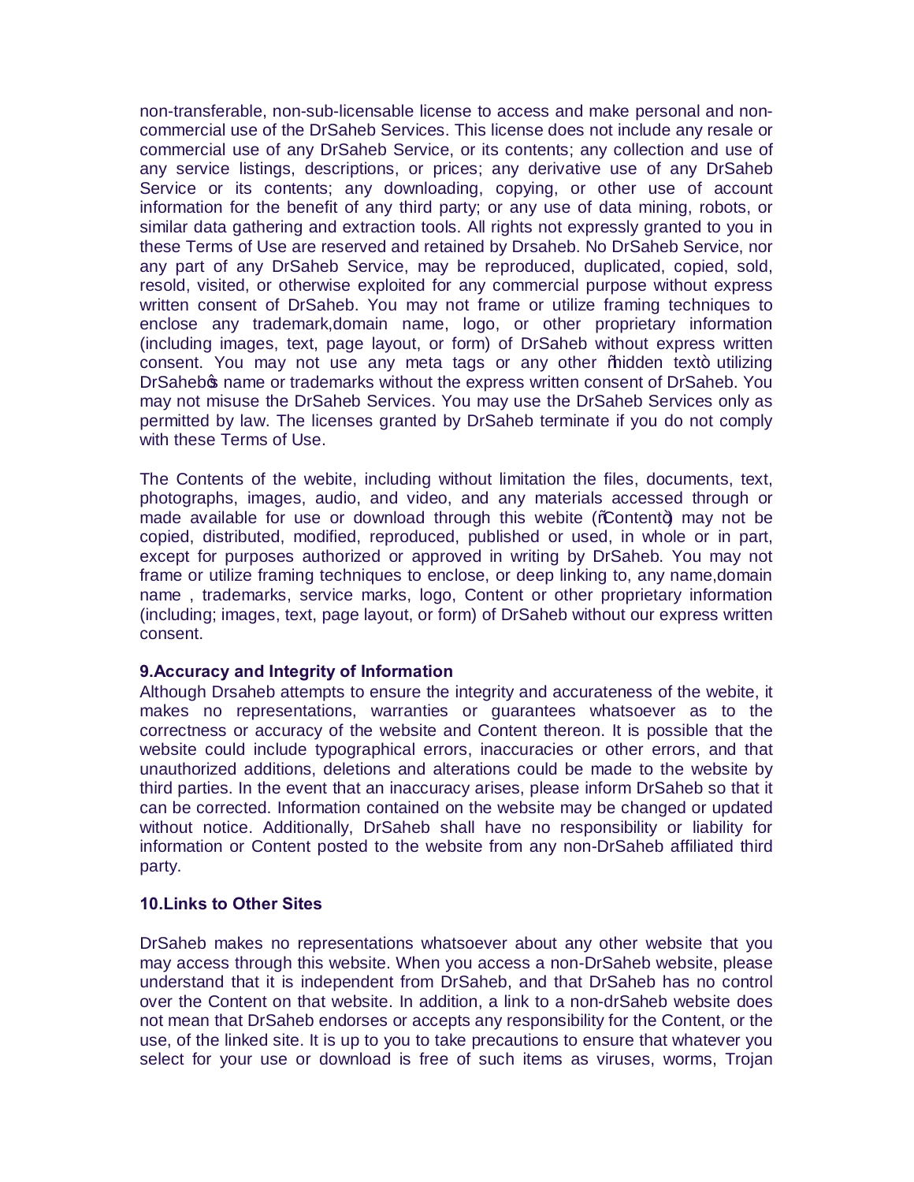non-transferable, non-sub-licensable license to access and make personal and non-commercial use of the DrSaheb Services. This license does not include any resale or commercial use of any DrSaheb Service, or its contents; any collection and use of any service listings, descriptions, or prices; any derivative use of any DrSaheb Service or its contents; any downloading, copying, or other use of account information for the benefit of any third party; or any use of data mining, robots, or similar data gathering and extraction tools. All rights not expressly granted to you in these Terms of Use are reserved and retained by Drsaheb. No DrSaheb Service, nor any part of any DrSaheb Service, may be reproduced, duplicated, copied, sold, resold, visited, or otherwise exploited for any commercial purpose without express written consent of DrSaheb. You may not frame or utilize framing techniques to enclose any trademark,domain name, logo, or other proprietary information (including images, text, page layout, or form) of DrSaheb without express written consent. You may not use any meta tags or any other "hidden text" utilizing DrSaheb's name or trademarks without the express written consent of DrSaheb. You may not misuse the DrSaheb Services. You may use the DrSaheb Services only as permitted by law. The licenses granted by DrSaheb terminate if you do not comply with these Terms of Use.

The Contents of the webite, including without limitation the files, documents, text, photographs, images, audio, and video, and any materials accessed through or made available for use or download through this webite ("Content") may not be copied, distributed, modified, reproduced, published or used, in whole or in part, except for purposes authorized or approved in writing by DrSaheb. You may not frame or utilize framing techniques to enclose, or deep linking to, any name,domain name , trademarks, service marks, logo, Content or other proprietary information (including; images, text, page layout, or form) of DrSaheb without our express written consent.

**9.Accuracy and Integrity of Information**

Although Drsaheb attempts to ensure the integrity and accurateness of the webite, it makes no representations, warranties or guarantees whatsoever as to the correctness or accuracy of the website and Content thereon. It is possible that the website could include typographical errors, inaccuracies or other errors, and that unauthorized additions, deletions and alterations could be made to the website by third parties. In the event that an inaccuracy arises, please inform DrSaheb so that it can be corrected. Information contained on the website may be changed or updated without notice. Additionally, DrSaheb shall have no responsibility or liability for information or Content posted to the website from any non-DrSaheb affiliated third party.

**10.Links to Other Sites**

DrSaheb makes no representations whatsoever about any other website that you may access through this website. When you access a non-DrSaheb website, please understand that it is independent from DrSaheb, and that DrSaheb has no control over the Content on that website. In addition, a link to a non-drSaheb website does not mean that DrSaheb endorses or accepts any responsibility for the Content, or the use, of the linked site. It is up to you to take precautions to ensure that whatever you select for your use or download is free of such items as viruses, worms, Trojan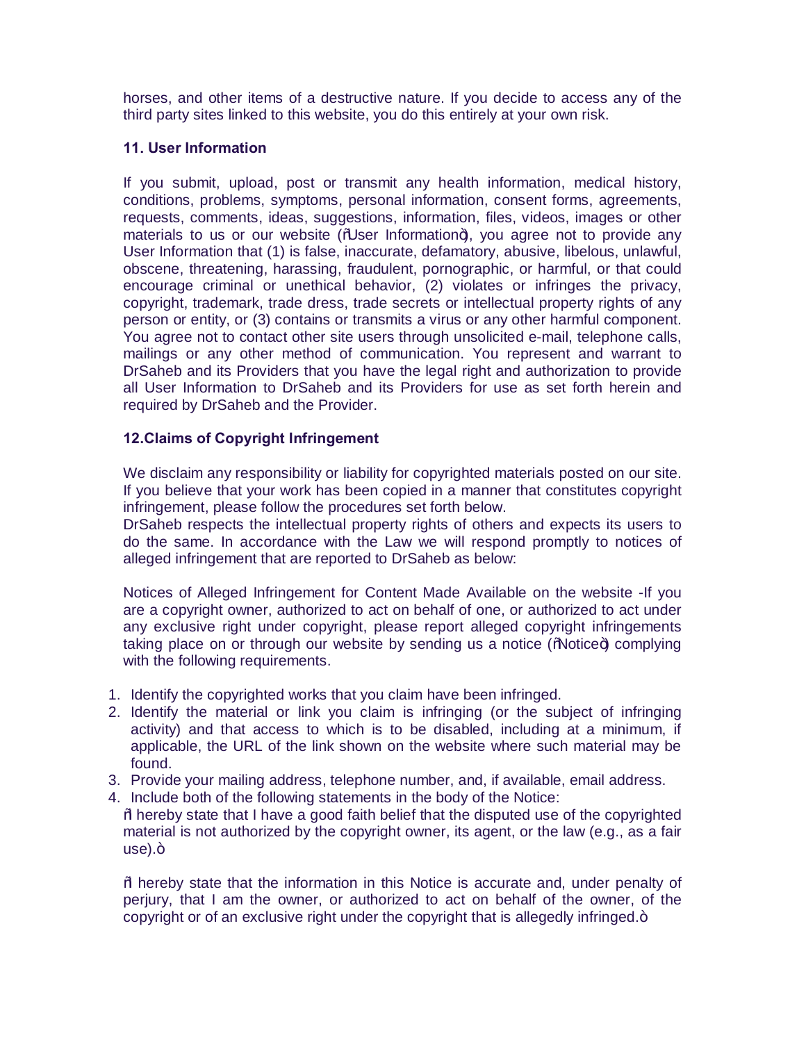horses, and other items of a destructive nature. If you decide to access any of the third party sites linked to this website, you do this entirely at your own risk.

**11. User Information**

If you submit, upload, post or transmit any health information, medical history, conditions, problems, symptoms, personal information, consent forms, agreements, requests, comments, ideas, suggestions, information, files, videos, images or other materials to us or our website ("User Information"), you agree not to provide any User Information that (1) is false, inaccurate, defamatory, abusive, libelous, unlawful, obscene, threatening, harassing, fraudulent, pornographic, or harmful, or that could encourage criminal or unethical behavior, (2) violates or infringes the privacy, copyright, trademark, trade dress, trade secrets or intellectual property rights of any person or entity, or (3) contains or transmits a virus or any other harmful component. You agree not to contact other site users through unsolicited e-mail, telephone calls, mailings or any other method of communication. You represent and warrant to DrSaheb and its Providers that you have the legal right and authorization to provide all User Information to DrSaheb and its Providers for use as set forth herein and required by DrSaheb and the Provider.

**12.Claims of Copyright Infringement**

We disclaim any responsibility or liability for copyrighted materials posted on our site. If you believe that your work has been copied in a manner that constitutes copyright infringement, please follow the procedures set forth below.
DrSaheb respects the intellectual property rights of others and expects its users to do the same. In accordance with the Law we will respond promptly to notices of alleged infringement that are reported to DrSaheb as below:

Notices of Alleged Infringement for Content Made Available on the website -If you are a copyright owner, authorized to act on behalf of one, or authorized to act under any exclusive right under copyright, please report alleged copyright infringements taking place on or through our website by sending us a notice ("Notice") complying with the following requirements.

1. Identify the copyrighted works that you claim have been infringed.
2. Identify the material or link you claim is infringing (or the subject of infringing activity) and that access to which is to be disabled, including at a minimum, if applicable, the URL of the link shown on the website where such material may be found.
3. Provide your mailing address, telephone number, and, if available, email address.
4. Include both of the following statements in the body of the Notice:
"I hereby state that I have a good faith belief that the disputed use of the copyrighted material is not authorized by the copyright owner, its agent, or the law (e.g., as a fair use)."

"I hereby state that the information in this Notice is accurate and, under penalty of perjury, that I am the owner, or authorized to act on behalf of the owner, of the copyright or of an exclusive right under the copyright that is allegedly infringed."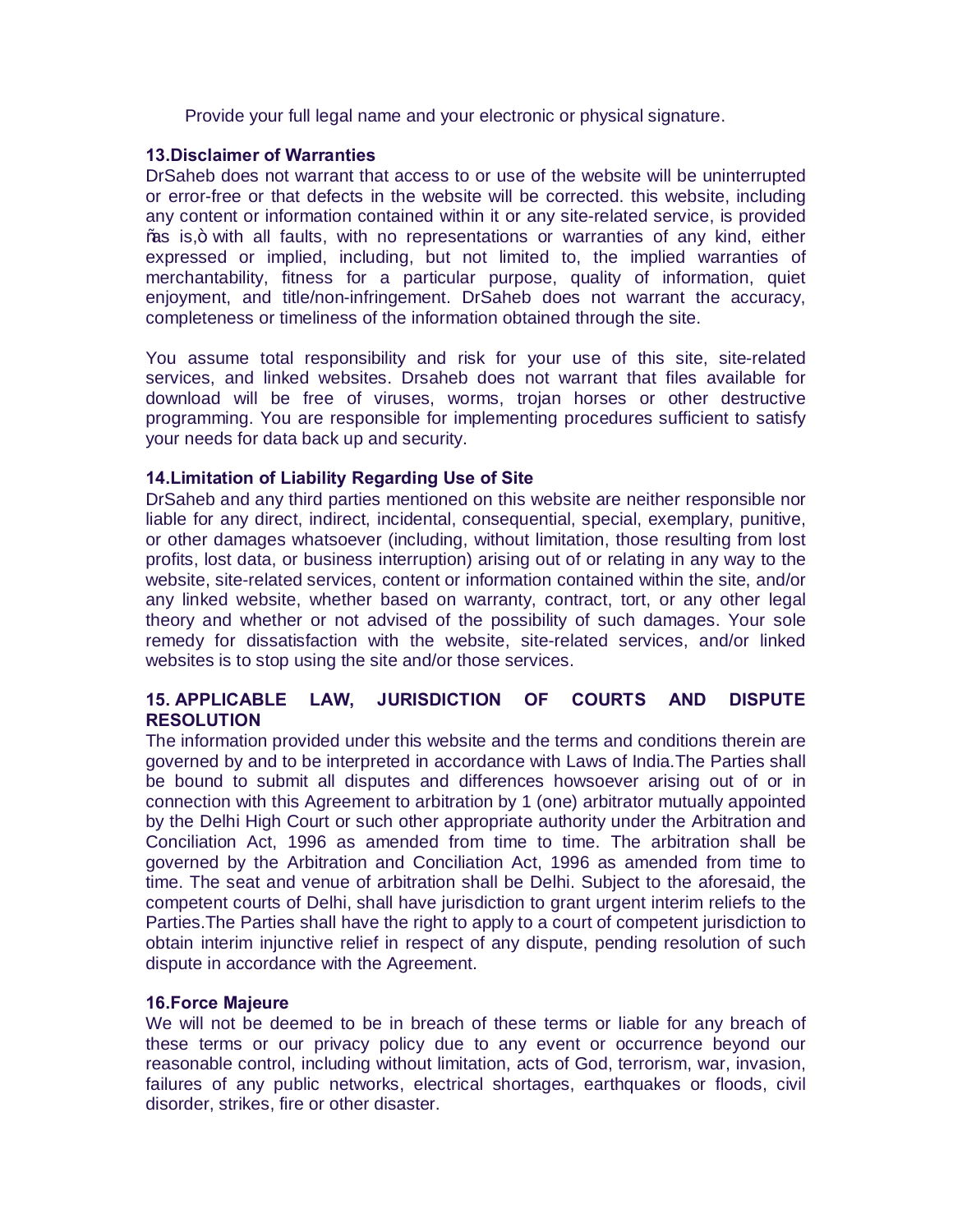Provide your full legal name and your electronic or physical signature.

### 13.Disclaimer of Warranties

DrSaheb does not warrant that access to or use of the website will be uninterrupted or error-free or that defects in the website will be corrected. this website, including any content or information contained within it or any site-related service, is provided ‟as is,” with all faults, with no representations or warranties of any kind, either expressed or implied, including, but not limited to, the implied warranties of merchantability, fitness for a particular purpose, quality of information, quiet enjoyment, and title/non-infringement. DrSaheb does not warrant the accuracy, completeness or timeliness of the information obtained through the site.

You assume total responsibility and risk for your use of this site, site-related services, and linked websites. Drsaheb does not warrant that files available for download will be free of viruses, worms, trojan horses or other destructive programming. You are responsible for implementing procedures sufficient to satisfy your needs for data back up and security.

### 14.Limitation of Liability Regarding Use of Site

DrSaheb and any third parties mentioned on this website are neither responsible nor liable for any direct, indirect, incidental, consequential, special, exemplary, punitive, or other damages whatsoever (including, without limitation, those resulting from lost profits, lost data, or business interruption) arising out of or relating in any way to the website, site-related services, content or information contained within the site, and/or any linked website, whether based on warranty, contract, tort, or any other legal theory and whether or not advised of the possibility of such damages. Your sole remedy for dissatisfaction with the website, site-related services, and/or linked websites is to stop using the site and/or those services.

### 15. APPLICABLE LAW, JURISDICTION OF COURTS AND DISPUTE RESOLUTION

The information provided under this website and the terms and conditions therein are governed by and to be interpreted in accordance with Laws of India.The Parties shall be bound to submit all disputes and differences howsoever arising out of or in connection with this Agreement to arbitration by 1 (one) arbitrator mutually appointed by the Delhi High Court or such other appropriate authority under the Arbitration and Conciliation Act, 1996 as amended from time to time. The arbitration shall be governed by the Arbitration and Conciliation Act, 1996 as amended from time to time. The seat and venue of arbitration shall be Delhi. Subject to the aforesaid, the competent courts of Delhi, shall have jurisdiction to grant urgent interim reliefs to the Parties.The Parties shall have the right to apply to a court of competent jurisdiction to obtain interim injunctive relief in respect of any dispute, pending resolution of such dispute in accordance with the Agreement.

### 16.Force Majeure

We will not be deemed to be in breach of these terms or liable for any breach of these terms or our privacy policy due to any event or occurrence beyond our reasonable control, including without limitation, acts of God, terrorism, war, invasion, failures of any public networks, electrical shortages, earthquakes or floods, civil disorder, strikes, fire or other disaster.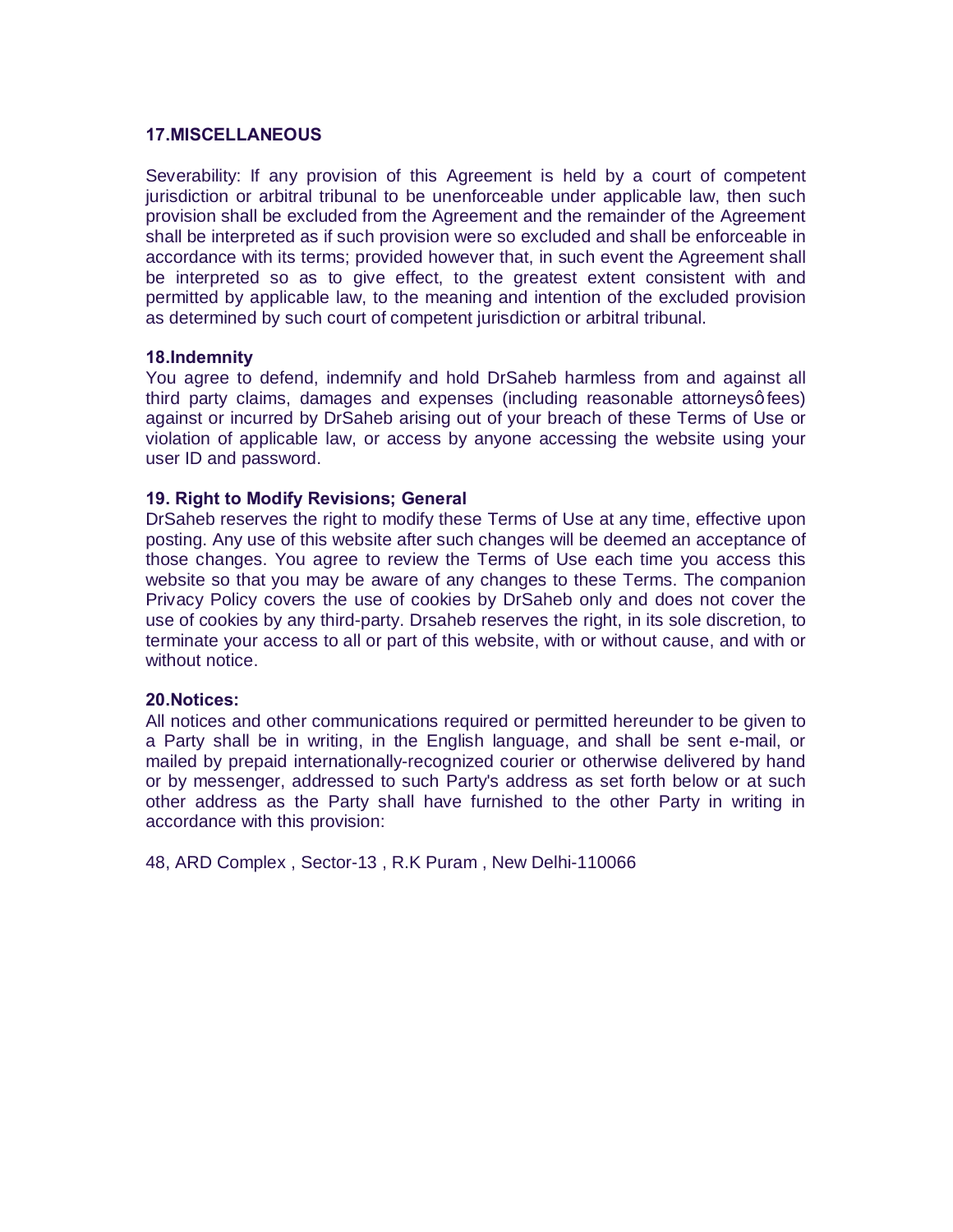## 17.MISCELLANEOUS

Severability: If any provision of this Agreement is held by a court of competent jurisdiction or arbitral tribunal to be unenforceable under applicable law, then such provision shall be excluded from the Agreement and the remainder of the Agreement shall be interpreted as if such provision were so excluded and shall be enforceable in accordance with its terms; provided however that, in such event the Agreement shall be interpreted so as to give effect, to the greatest extent consistent with and permitted by applicable law, to the meaning and intention of the excluded provision as determined by such court of competent jurisdiction or arbitral tribunal.

## 18.Indemnity

You agree to defend, indemnify and hold DrSaheb harmless from and against all third party claims, damages and expenses (including reasonable attorneysô fees) against or incurred by DrSaheb arising out of your breach of these Terms of Use or violation of applicable law, or access by anyone accessing the website using your user ID and password.

## 19. Right to Modify Revisions; General

DrSaheb reserves the right to modify these Terms of Use at any time, effective upon posting. Any use of this website after such changes will be deemed an acceptance of those changes. You agree to review the Terms of Use each time you access this website so that you may be aware of any changes to these Terms. The companion Privacy Policy covers the use of cookies by DrSaheb only and does not cover the use of cookies by any third-party. Drsaheb reserves the right, in its sole discretion, to terminate your access to all or part of this website, with or without cause, and with or without notice.

## 20.Notices:

All notices and other communications required or permitted hereunder to be given to a Party shall be in writing, in the English language, and shall be sent e-mail, or mailed by prepaid internationally-recognized courier or otherwise delivered by hand or by messenger, addressed to such Party's address as set forth below or at such other address as the Party shall have furnished to the other Party in writing in accordance with this provision:

48, ARD Complex , Sector-13 , R.K Puram , New Delhi-110066